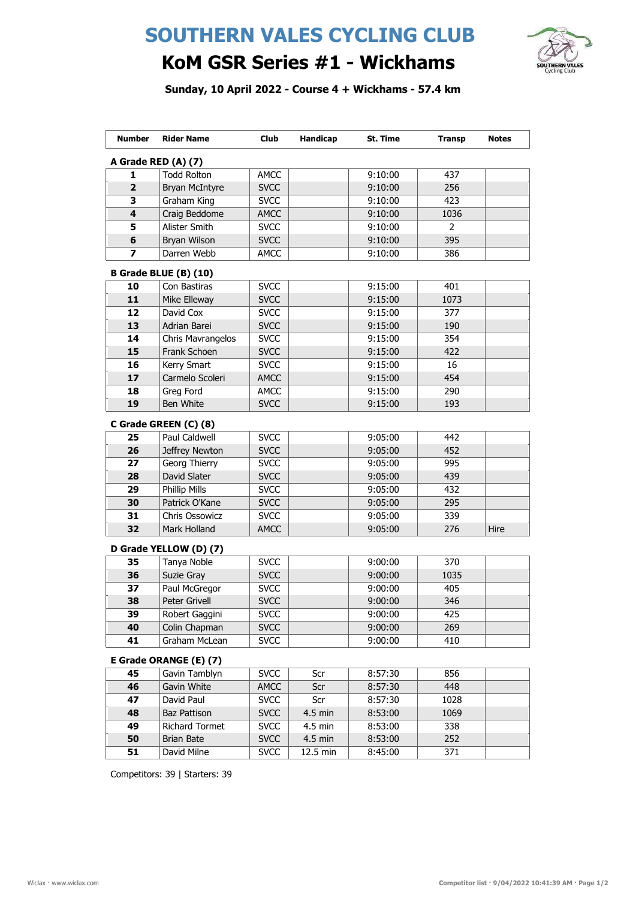# SOUTHERN VALES CYCLING CLUB

## KoM GSR Series #1 - Wickhams

**Sunday, 10 April 2022 - Course 4 + Wickhams - 57.4 km**

| Number | Rider Name | Club | Handicap | St. Time | Transp | Notes |
|---|---|---|---|---|---|---|
| **A Grade RED (A) (7)** | | | | | | |
| 1 | Todd Rolton | AMCC | | 9:10:00 | 437 | |
| 2 | Bryan McIntyre | SVCC | | 9:10:00 | 256 | |
| 3 | Graham King | SVCC | | 9:10:00 | 423 | |
| 4 | Craig Beddome | AMCC | | 9:10:00 | 1036 | |
| 5 | Alister Smith | SVCC | | 9:10:00 | 2 | |
| 6 | Bryan Wilson | SVCC | | 9:10:00 | 395 | |
| 7 | Darren Webb | AMCC | | 9:10:00 | 386 | |
| **B Grade BLUE (B) (10)** | | | | | | |
| 10 | Con Bastiras | SVCC | | 9:15:00 | 401 | |
| 11 | Mike Elleway | SVCC | | 9:15:00 | 1073 | |
| 12 | David Cox | SVCC | | 9:15:00 | 377 | |
| 13 | Adrian Barei | SVCC | | 9:15:00 | 190 | |
| 14 | Chris Mavrangelos | SVCC | | 9:15:00 | 354 | |
| 15 | Frank Schoen | SVCC | | 9:15:00 | 422 | |
| 16 | Kerry Smart | SVCC | | 9:15:00 | 16 | |
| 17 | Carmelo Scoleri | AMCC | | 9:15:00 | 454 | |
| 18 | Greg Ford | AMCC | | 9:15:00 | 290 | |
| 19 | Ben White | SVCC | | 9:15:00 | 193 | |
| **C Grade GREEN (C) (8)** | | | | | | |
| 25 | Paul Caldwell | SVCC | | 9:05:00 | 442 | |
| 26 | Jeffrey Newton | SVCC | | 9:05:00 | 452 | |
| 27 | Georg Thierry | SVCC | | 9:05:00 | 995 | |
| 28 | David Slater | SVCC | | 9:05:00 | 439 | |
| 29 | Phillip Mills | SVCC | | 9:05:00 | 432 | |
| 30 | Patrick O'Kane | SVCC | | 9:05:00 | 295 | |
| 31 | Chris Ossowicz | SVCC | | 9:05:00 | 339 | |
| 32 | Mark Holland | AMCC | | 9:05:00 | 276 | Hire |
| **D Grade YELLOW (D) (7)** | | | | | | |
| 35 | Tanya Noble | SVCC | | 9:00:00 | 370 | |
| 36 | Suzie Gray | SVCC | | 9:00:00 | 1035 | |
| 37 | Paul McGregor | SVCC | | 9:00:00 | 405 | |
| 38 | Peter Grivell | SVCC | | 9:00:00 | 346 | |
| 39 | Robert Gaggini | SVCC | | 9:00:00 | 425 | |
| 40 | Colin Chapman | SVCC | | 9:00:00 | 269 | |
| 41 | Graham McLean | SVCC | | 9:00:00 | 410 | |
| **E Grade ORANGE (E) (7)** | | | | | | |
| 45 | Gavin Tamblyn | SVCC | Scr | 8:57:30 | 856 | |
| 46 | Gavin White | AMCC | Scr | 8:57:30 | 448 | |
| 47 | David Paul | SVCC | Scr | 8:57:30 | 1028 | |
| 48 | Baz Pattison | SVCC | 4.5 min | 8:53:00 | 1069 | |
| 49 | Richard Tormet | SVCC | 4.5 min | 8:53:00 | 338 | |
| 50 | Brian Bate | SVCC | 4.5 min | 8:53:00 | 252 | |
| 51 | David Milne | SVCC | 12.5 min | 8:45:00 | 371 | |

Competitors: 39 | Starters: 39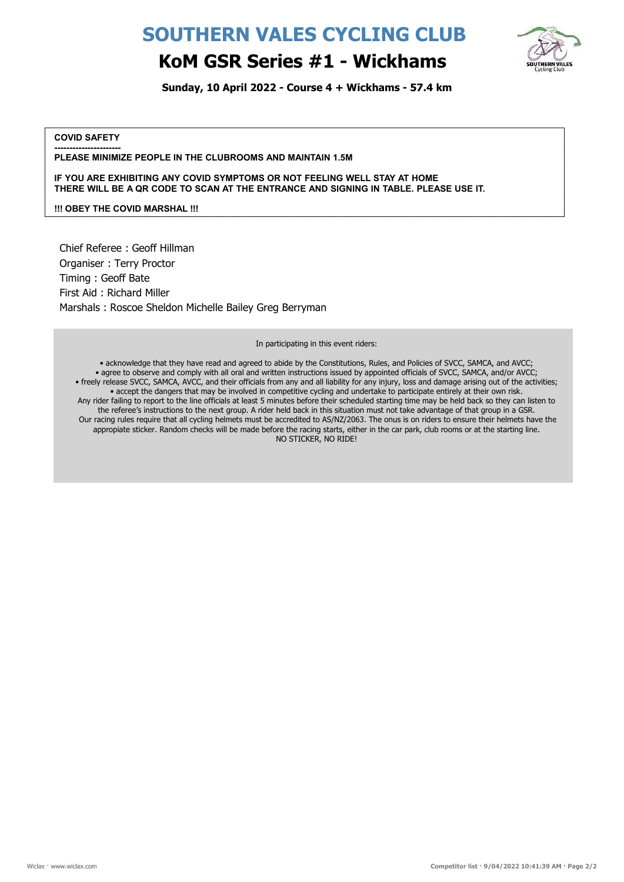# SOUTHERN VALES CYCLING CLUB

## KoM GSR Series #1 - Wickhams

**Sunday, 10 April 2022 - Course 4 + Wickhams - 57.4 km**

**COVID SAFETY**

**----------------------**

**PLEASE MINIMIZE PEOPLE IN THE CLUBROOMS AND MAINTAIN 1.5M**

**IF YOU ARE EXHIBITING ANY COVID SYMPTOMS OR NOT FEELING WELL STAY AT HOME**
**THERE WILL BE A QR CODE TO SCAN AT THE ENTRANCE AND SIGNING IN TABLE. PLEASE USE IT.**

**!!! OBEY THE COVID MARSHAL !!!**

Chief Referee : Geoff Hillman
Organiser : Terry Proctor
Timing : Geoff Bate
First Aid : Richard Miller
Marshals : Roscoe Sheldon Michelle Bailey Greg Berryman

In participating in this event riders:

- acknowledge that they have read and agreed to abide by the Constitutions, Rules, and Policies of SVCC, SAMCA, and AVCC;
- agree to observe and comply with all oral and written instructions issued by appointed officials of SVCC, SAMCA, and/or AVCC;
- freely release SVCC, SAMCA, AVCC, and their officials from any and all liability for any injury, loss and damage arising out of the activities;
- accept the dangers that may be involved in competitive cycling and undertake to participate entirely at their own risk.

Any rider failing to report to the line officials at least 5 minutes before their scheduled starting time may be held back so they can listen to the referee's instructions to the next group. A rider held back in this situation must not take advantage of that group in a GSR.

Our racing rules require that all cycling helmets must be accredited to AS/NZ/2063. The onus is on riders to ensure their helmets have the appropiate sticker. Random checks will be made before the racing starts, either in the car park, club rooms or at the starting line.

NO STICKER, NO RIDE!